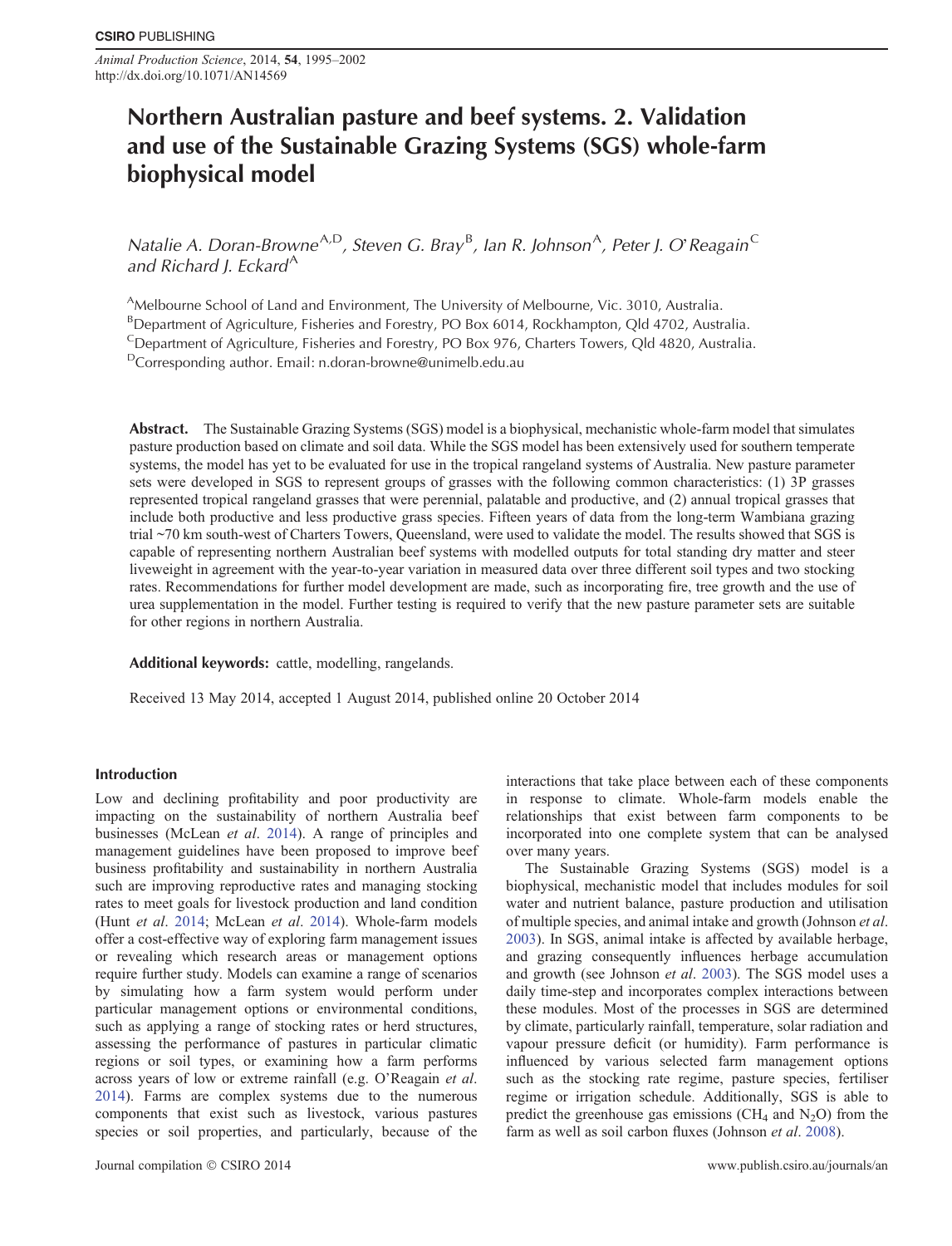# Northern Australian pasture and beef systems. 2. Validation and use of the Sustainable Grazing Systems (SGS) whole-farm biophysical model

*Natalie A. Doran-Browne*[A,D], *Steven G. Bray*[B], *Ian R. Johnson*[A], *Peter J. O'Reagain*[C] *and Richard J. Eckard*[A]

[A]Melbourne School of Land and Environment, The University of Melbourne, Vic. 3010, Australia.
[B]Department of Agriculture, Fisheries and Forestry, PO Box 6014, Rockhampton, Qld 4702, Australia.
[C]Department of Agriculture, Fisheries and Forestry, PO Box 976, Charters Towers, Qld 4820, Australia.
[D]Corresponding author. Email: n.doran-browne@unimelb.edu.au

**Abstract.** The Sustainable Grazing Systems (SGS) model is a biophysical, mechanistic whole-farm model that simulates pasture production based on climate and soil data. While the SGS model has been extensively used for southern temperate systems, the model has yet to be evaluated for use in the tropical rangeland systems of Australia. New pasture parameter sets were developed in SGS to represent groups of grasses with the following common characteristics: (1) 3P grasses represented tropical rangeland grasses that were perennial, palatable and productive, and (2) annual tropical grasses that include both productive and less productive grass species. Fifteen years of data from the long-term Wambiana grazing trial ~70 km south-west of Charters Towers, Queensland, were used to validate the model. The results showed that SGS is capable of representing northern Australian beef systems with modelled outputs for total standing dry matter and steer liveweight in agreement with the year-to-year variation in measured data over three different soil types and two stocking rates. Recommendations for further model development are made, such as incorporating fire, tree growth and the use of urea supplementation in the model. Further testing is required to verify that the new pasture parameter sets are suitable for other regions in northern Australia.

**Additional keywords:** cattle, modelling, rangelands.

Received 13 May 2014, accepted 1 August 2014, published online 20 October 2014

## Introduction

Low and declining profitability and poor productivity are impacting on the sustainability of northern Australia beef businesses (McLean *et al*. 2014). A range of principles and management guidelines have been proposed to improve beef business profitability and sustainability in northern Australia such are improving reproductive rates and managing stocking rates to meet goals for livestock production and land condition (Hunt *et al*. 2014; McLean *et al*. 2014). Whole-farm models offer a cost-effective way of exploring farm management issues or revealing which research areas or management options require further study. Models can examine a range of scenarios by simulating how a farm system would perform under particular management options or environmental conditions, such as applying a range of stocking rates or herd structures, assessing the performance of pastures in particular climatic regions or soil types, or examining how a farm performs across years of low or extreme rainfall (e.g. O'Reagain *et al*. 2014). Farms are complex systems due to the numerous components that exist such as livestock, various pastures species or soil properties, and particularly, because of the interactions that take place between each of these components in response to climate. Whole-farm models enable the relationships that exist between farm components to be incorporated into one complete system that can be analysed over many years.

The Sustainable Grazing Systems (SGS) model is a biophysical, mechanistic model that includes modules for soil water and nutrient balance, pasture production and utilisation of multiple species, and animal intake and growth (Johnson *et al*. 2003). In SGS, animal intake is affected by available herbage, and grazing consequently influences herbage accumulation and growth (see Johnson *et al*. 2003). The SGS model uses a daily time-step and incorporates complex interactions between these modules. Most of the processes in SGS are determined by climate, particularly rainfall, temperature, solar radiation and vapour pressure deficit (or humidity). Farm performance is influenced by various selected farm management options such as the stocking rate regime, pasture species, fertiliser regime or irrigation schedule. Additionally, SGS is able to predict the greenhouse gas emissions ($CH_4$ and $N_2O$) from the farm as well as soil carbon fluxes (Johnson *et al*. 2008).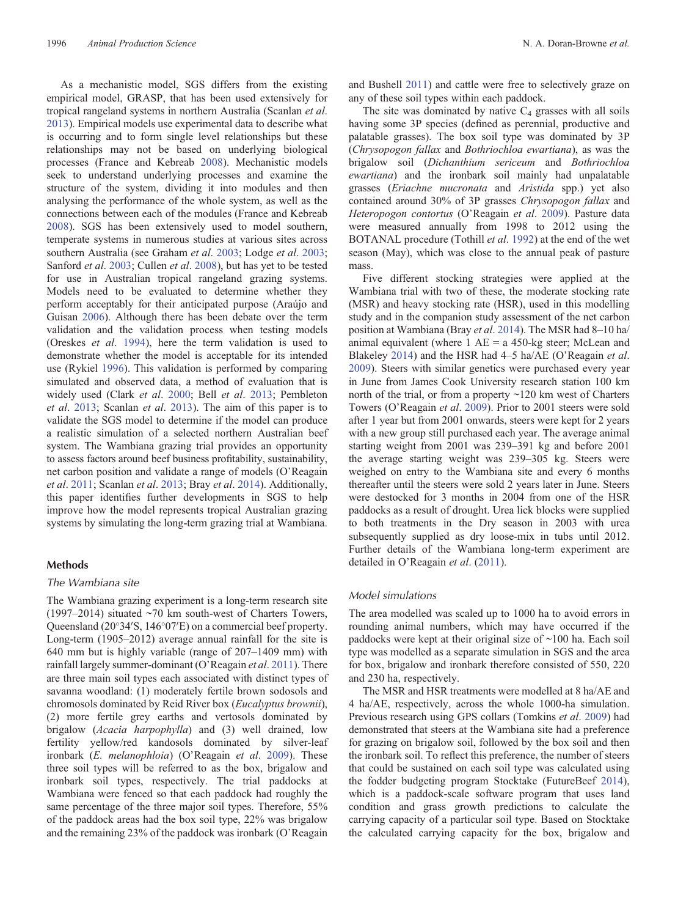As a mechanistic model, SGS differs from the existing empirical model, GRASP, that has been used extensively for tropical rangeland systems in northern Australia (Scanlan *et al*. 2013). Empirical models use experimental data to describe what is occurring and to form single level relationships but these relationships may not be based on underlying biological processes (France and Kebreab 2008). Mechanistic models seek to understand underlying processes and examine the structure of the system, dividing it into modules and then analysing the performance of the whole system, as well as the connections between each of the modules (France and Kebreab 2008). SGS has been extensively used to model southern, temperate systems in numerous studies at various sites across southern Australia (see Graham *et al*. 2003; Lodge *et al*. 2003; Sanford *et al*. 2003; Cullen *et al*. 2008), but has yet to be tested for use in Australian tropical rangeland grazing systems. Models need to be evaluated to determine whether they perform acceptably for their anticipated purpose (Araújo and Guisan 2006). Although there has been debate over the term validation and the validation process when testing models (Oreskes *et al*. 1994), here the term validation is used to demonstrate whether the model is acceptable for its intended use (Rykiel 1996). This validation is performed by comparing simulated and observed data, a method of evaluation that is widely used (Clark *et al*. 2000; Bell *et al*. 2013; Pembleton *et al*. 2013; Scanlan *et al*. 2013). The aim of this paper is to validate the SGS model to determine if the model can produce a realistic simulation of a selected northern Australian beef system. The Wambiana grazing trial provides an opportunity to assess factors around beef business profitability, sustainability, net carbon position and validate a range of models (O'Reagain *et al*. 2011; Scanlan *et al*. 2013; Bray *et al*. 2014). Additionally, this paper identifies further developments in SGS to help improve how the model represents tropical Australian grazing systems by simulating the long-term grazing trial at Wambiana.

## Methods

### The Wambiana site

The Wambiana grazing experiment is a long-term research site (1997–2014) situated ~70 km south-west of Charters Towers, Queensland (20°34′S, 146°07′E) on a commercial beef property. Long-term (1905–2012) average annual rainfall for the site is 640 mm but is highly variable (range of 207–1409 mm) with rainfall largely summer-dominant (O'Reagain *et al*. 2011). There are three main soil types each associated with distinct types of savanna woodland: (1) moderately fertile brown sodosols and chromosols dominated by Reid River box (*Eucalyptus brownii*), (2) more fertile grey earths and vertosols dominated by brigalow (*Acacia harpophylla*) and (3) well drained, low fertility yellow/red kandosols dominated by silver-leaf ironbark (*E. melanophloia*) (O'Reagain *et al*. 2009). These three soil types will be referred to as the box, brigalow and ironbark soil types, respectively. The trial paddocks at Wambiana were fenced so that each paddock had roughly the same percentage of the three major soil types. Therefore, 55% of the paddock areas had the box soil type, 22% was brigalow and the remaining 23% of the paddock was ironbark (O'Reagain and Bushell 2011) and cattle were free to selectively graze on any of these soil types within each paddock.

The site was dominated by native $C_4$ grasses with all soils having some 3P species (defined as perennial, productive and palatable grasses). The box soil type was dominated by 3P (*Chrysopogon fallax* and *Bothriochloa ewartiana*), as was the brigalow soil (*Dichanthium sericeum* and *Bothriochloa ewartiana*) and the ironbark soil mainly had unpalatable grasses (*Eriachne mucronata* and *Aristida* spp.) yet also contained around 30% of 3P grasses *Chrysopogon fallax* and *Heteropogon contortus* (O'Reagain *et al*. 2009). Pasture data were measured annually from 1998 to 2012 using the BOTANAL procedure (Tothill *et al*. 1992) at the end of the wet season (May), which was close to the annual peak of pasture mass.

Five different stocking strategies were applied at the Wambiana trial with two of these, the moderate stocking rate (MSR) and heavy stocking rate (HSR), used in this modelling study and in the companion study assessment of the net carbon position at Wambiana (Bray *et al*. 2014). The MSR had 8–10 ha/animal equivalent (where 1 AE = a 450-kg steer; McLean and Blakeley 2014) and the HSR had 4–5 ha/AE (O'Reagain *et al*. 2009). Steers with similar genetics were purchased every year in June from James Cook University research station 100 km north of the trial, or from a property ~120 km west of Charters Towers (O'Reagain *et al*. 2009). Prior to 2001 steers were sold after 1 year but from 2001 onwards, steers were kept for 2 years with a new group still purchased each year. The average animal starting weight from 2001 was 239–391 kg and before 2001 the average starting weight was 239–305 kg. Steers were weighed on entry to the Wambiana site and every 6 months thereafter until the steers were sold 2 years later in June. Steers were destocked for 3 months in 2004 from one of the HSR paddocks as a result of drought. Urea lick blocks were supplied to both treatments in the Dry season in 2003 with urea subsequently supplied as dry loose-mix in tubs until 2012. Further details of the Wambiana long-term experiment are detailed in O'Reagain *et al*. (2011).

### Model simulations

The area modelled was scaled up to 1000 ha to avoid errors in rounding animal numbers, which may have occurred if the paddocks were kept at their original size of ~100 ha. Each soil type was modelled as a separate simulation in SGS and the area for box, brigalow and ironbark therefore consisted of 550, 220 and 230 ha, respectively.

The MSR and HSR treatments were modelled at 8 ha/AE and 4 ha/AE, respectively, across the whole 1000-ha simulation. Previous research using GPS collars (Tomkins *et al*. 2009) had demonstrated that steers at the Wambiana site had a preference for grazing on brigalow soil, followed by the box soil and then the ironbark soil. To reflect this preference, the number of steers that could be sustained on each soil type was calculated using the fodder budgeting program Stocktake (FutureBeef 2014), which is a paddock-scale software program that uses land condition and grass growth predictions to calculate the carrying capacity of a particular soil type. Based on Stocktake the calculated carrying capacity for the box, brigalow and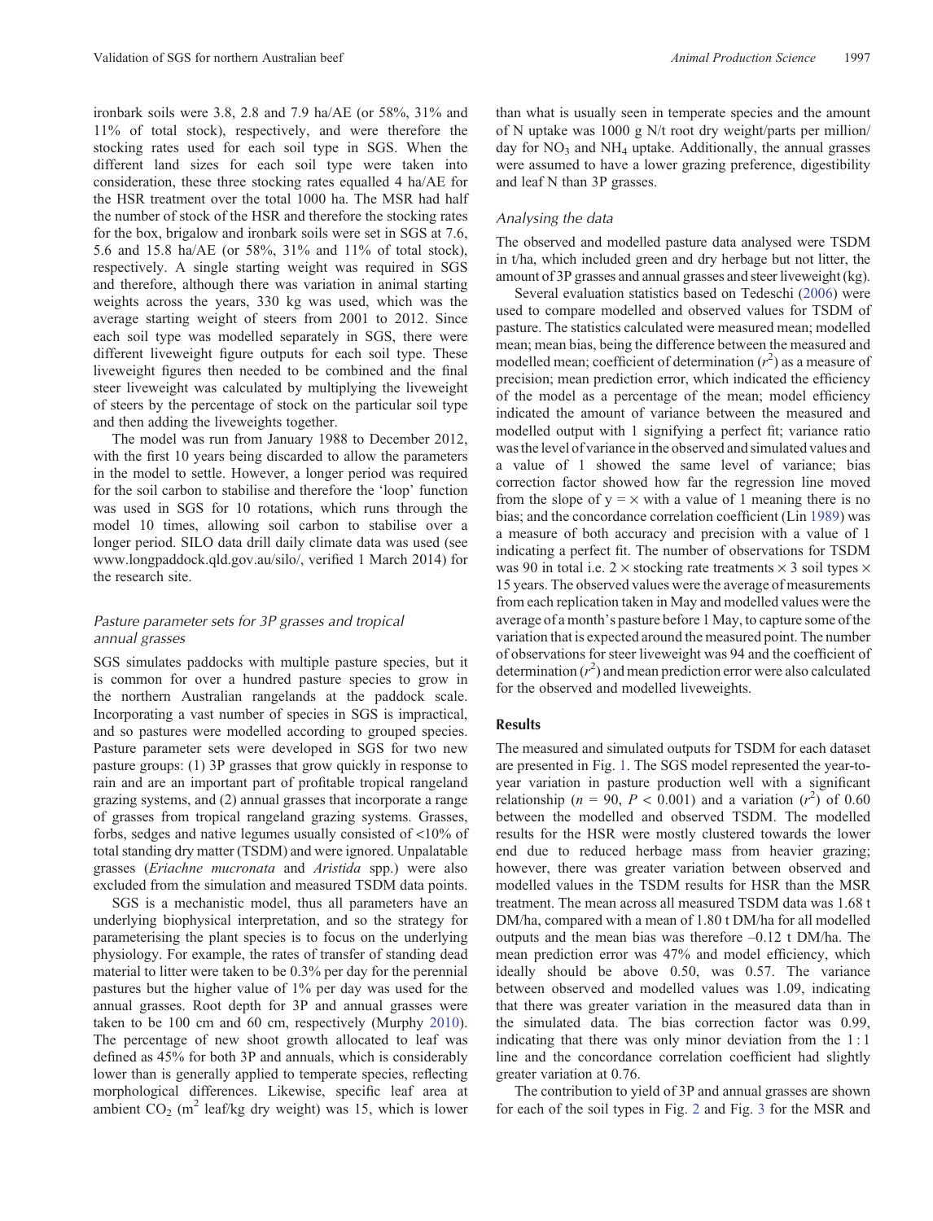ironbark soils were 3.8, 2.8 and 7.9 ha/AE (or 58%, 31% and 11% of total stock), respectively, and were therefore the stocking rates used for each soil type in SGS. When the different land sizes for each soil type were taken into consideration, these three stocking rates equalled 4 ha/AE for the HSR treatment over the total 1000 ha. The MSR had half the number of stock of the HSR and therefore the stocking rates for the box, brigalow and ironbark soils were set in SGS at 7.6, 5.6 and 15.8 ha/AE (or 58%, 31% and 11% of total stock), respectively. A single starting weight was required in SGS and therefore, although there was variation in animal starting weights across the years, 330 kg was used, which was the average starting weight of steers from 2001 to 2012. Since each soil type was modelled separately in SGS, there were different liveweight figure outputs for each soil type. These liveweight figures then needed to be combined and the final steer liveweight was calculated by multiplying the liveweight of steers by the percentage of stock on the particular soil type and then adding the liveweights together.

The model was run from January 1988 to December 2012, with the first 10 years being discarded to allow the parameters in the model to settle. However, a longer period was required for the soil carbon to stabilise and therefore the 'loop' function was used in SGS for 10 rotations, which runs through the model 10 times, allowing soil carbon to stabilise over a longer period. SILO data drill daily climate data was used (see www.longpaddock.qld.gov.au/silo/, verified 1 March 2014) for the research site.

### Pasture parameter sets for 3P grasses and tropical annual grasses

SGS simulates paddocks with multiple pasture species, but it is common for over a hundred pasture species to grow in the northern Australian rangelands at the paddock scale. Incorporating a vast number of species in SGS is impractical, and so pastures were modelled according to grouped species. Pasture parameter sets were developed in SGS for two new pasture groups: (1) 3P grasses that grow quickly in response to rain and are an important part of profitable tropical rangeland grazing systems, and (2) annual grasses that incorporate a range of grasses from tropical rangeland grazing systems. Grasses, forbs, sedges and native legumes usually consisted of <10% of total standing dry matter (TSDM) and were ignored. Unpalatable grasses (*Eriachne mucronata* and *Aristida* spp.) were also excluded from the simulation and measured TSDM data points.

SGS is a mechanistic model, thus all parameters have an underlying biophysical interpretation, and so the strategy for parameterising the plant species is to focus on the underlying physiology. For example, the rates of transfer of standing dead material to litter were taken to be 0.3% per day for the perennial pastures but the higher value of 1% per day was used for the annual grasses. Root depth for 3P and annual grasses were taken to be 100 cm and 60 cm, respectively (Murphy 2010). The percentage of new shoot growth allocated to leaf was defined as 45% for both 3P and annuals, which is considerably lower than is generally applied to temperate species, reflecting morphological differences. Likewise, specific leaf area at ambient $CO_2$ ($m^2$ leaf/kg dry weight) was 15, which is lower than what is usually seen in temperate species and the amount of N uptake was 1000 g N/t root dry weight/parts per million/day for $NO_3$ and $NH_4$ uptake. Additionally, the annual grasses were assumed to have a lower grazing preference, digestibility and leaf N than 3P grasses.

### Analysing the data

The observed and modelled pasture data analysed were TSDM in t/ha, which included green and dry herbage but not litter, the amount of 3P grasses and annual grasses and steer liveweight (kg).

Several evaluation statistics based on Tedeschi (2006) were used to compare modelled and observed values for TSDM of pasture. The statistics calculated were measured mean; modelled mean; mean bias, being the difference between the measured and modelled mean; coefficient of determination ($r^2$) as a measure of precision; mean prediction error, which indicated the efficiency of the model as a percentage of the mean; model efficiency indicated the amount of variance between the measured and modelled output with 1 signifying a perfect fit; variance ratio was the level of variance in the observed and simulated values and a value of 1 showed the same level of variance; bias correction factor showed how far the regression line moved from the slope of y = × with a value of 1 meaning there is no bias; and the concordance correlation coefficient (Lin 1989) was a measure of both accuracy and precision with a value of 1 indicating a perfect fit. The number of observations for TSDM was 90 in total i.e. 2 × stocking rate treatments × 3 soil types × 15 years. The observed values were the average of measurements from each replication taken in May and modelled values were the average of a month's pasture before 1 May, to capture some of the variation that is expected around the measured point. The number of observations for steer liveweight was 94 and the coefficient of determination ($r^2$) and mean prediction error were also calculated for the observed and modelled liveweights.

## Results

The measured and simulated outputs for TSDM for each dataset are presented in Fig. 1. The SGS model represented the year-to-year variation in pasture production well with a significant relationship ($n$ = 90, $P$ < 0.001) and a variation ($r^2$) of 0.60 between the modelled and observed TSDM. The modelled results for the HSR were mostly clustered towards the lower end due to reduced herbage mass from heavier grazing; however, there was greater variation between observed and modelled values in the TSDM results for HSR than the MSR treatment. The mean across all measured TSDM data was 1.68 t DM/ha, compared with a mean of 1.80 t DM/ha for all modelled outputs and the mean bias was therefore –0.12 t DM/ha. The mean prediction error was 47% and model efficiency, which ideally should be above 0.50, was 0.57. The variance between observed and modelled values was 1.09, indicating that there was greater variation in the measured data than in the simulated data. The bias correction factor was 0.99, indicating that there was only minor deviation from the 1 : 1 line and the concordance correlation coefficient had slightly greater variation at 0.76.

The contribution to yield of 3P and annual grasses are shown for each of the soil types in Fig. 2 and Fig. 3 for the MSR and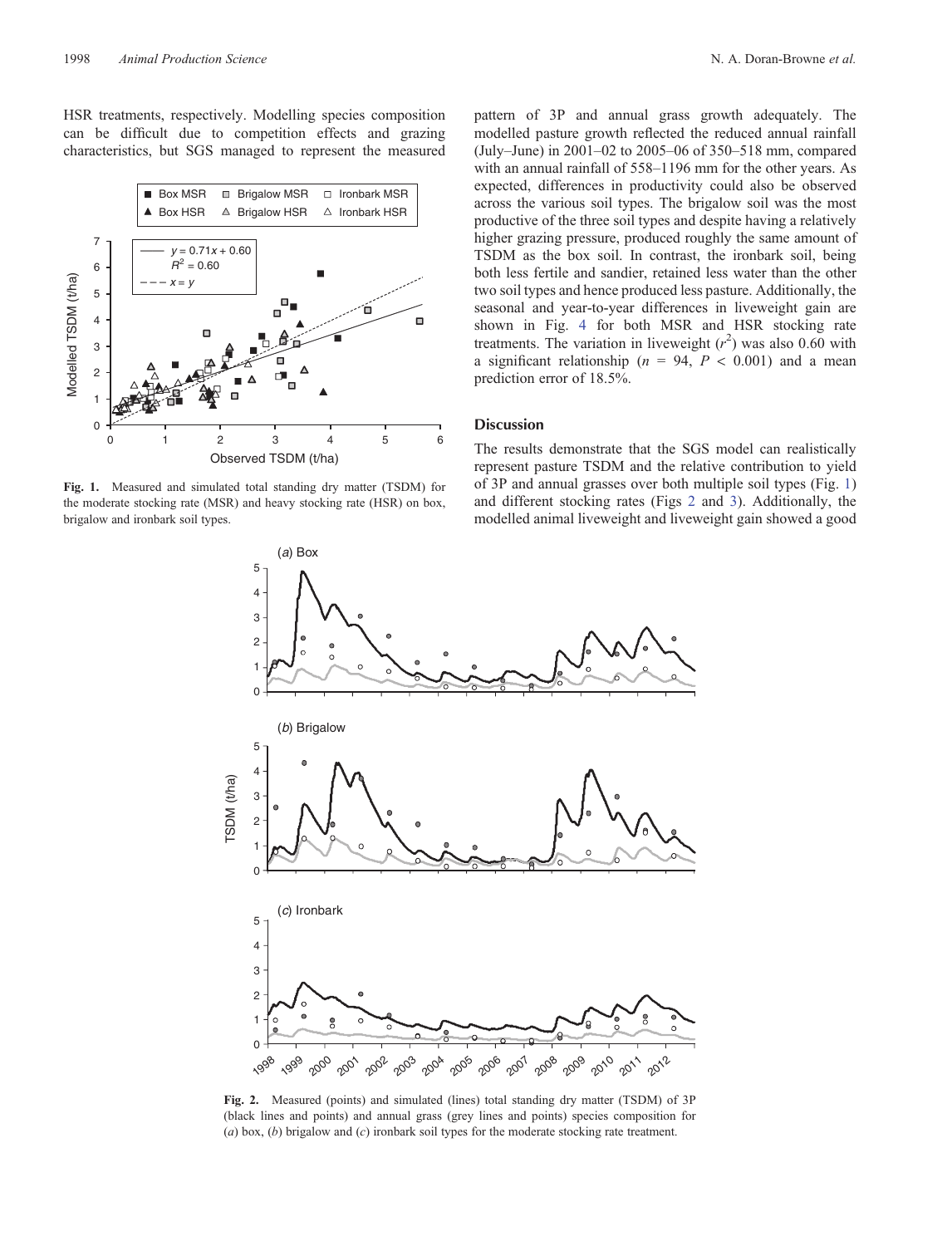HSR treatments, respectively. Modelling species composition can be difficult due to competition effects and grazing characteristics, but SGS managed to represent the measured pattern of 3P and annual grass growth adequately. The modelled pasture growth reflected the reduced annual rainfall (July–June) in 2001–02 to 2005–06 of 350–518 mm, compared with an annual rainfall of 558–1196 mm for the other years. As expected, differences in productivity could also be observed across the various soil types. The brigalow soil was the most productive of the three soil types and despite having a relatively higher grazing pressure, produced roughly the same amount of TSDM as the box soil. In contrast, the ironbark soil, being both less fertile and sandier, retained less water than the other two soil types and hence produced less pasture. Additionally, the seasonal and year-to-year differences in liveweight gain are shown in Fig. 4 for both MSR and HSR stocking rate treatments. The variation in liveweight ($r^2$) was also 0.60 with a significant relationship ($n$ = 94, $P$ < 0.001) and a mean prediction error of 18.5%.

**Fig. 1.** Measured and simulated total standing dry matter (TSDM) for the moderate stocking rate (MSR) and heavy stocking rate (HSR) on box, brigalow and ironbark soil types.

## Discussion

The results demonstrate that the SGS model can realistically represent pasture TSDM and the relative contribution to yield of 3P and annual grasses over both multiple soil types (Fig. 1) and different stocking rates (Figs 2 and 3). Additionally, the modelled animal liveweight and liveweight gain showed a good

**Fig. 2.** Measured (points) and simulated (lines) total standing dry matter (TSDM) of 3P (black lines and points) and annual grass (grey lines and points) species composition for (*a*) box, (*b*) brigalow and (*c*) ironbark soil types for the moderate stocking rate treatment.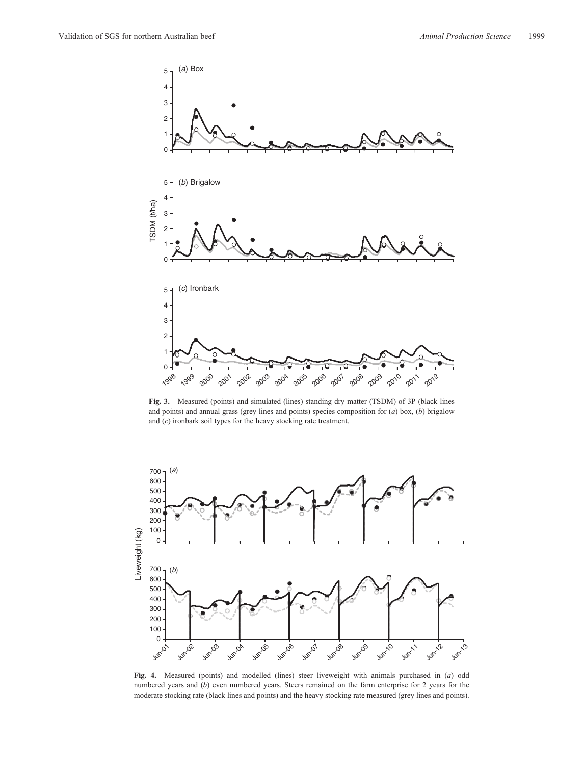**Fig. 3.** Measured (points) and simulated (lines) standing dry matter (TSDM) of 3P (black lines and points) and annual grass (grey lines and points) species composition for (*a*) box, (*b*) brigalow and (*c*) ironbark soil types for the heavy stocking rate treatment.

**Fig. 4.** Measured (points) and modelled (lines) steer liveweight with animals purchased in (*a*) odd numbered years and (*b*) even numbered years. Steers remained on the farm enterprise for 2 years for the moderate stocking rate (black lines and points) and the heavy stocking rate measured (grey lines and points).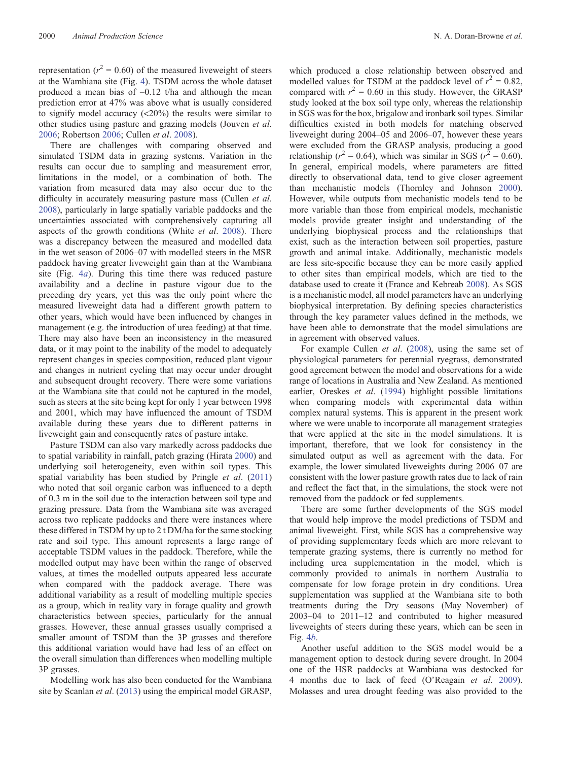representation ($r^2 = 0.60$) of the measured liveweight of steers at the Wambiana site (Fig. 4). TSDM across the whole dataset produced a mean bias of –0.12 t/ha and although the mean prediction error at 47% was above what is usually considered to signify model accuracy (<20%) the results were similar to other studies using pasture and grazing models (Jouven *et al*. 2006; Robertson 2006; Cullen *et al*. 2008).

There are challenges with comparing observed and simulated TSDM data in grazing systems. Variation in the results can occur due to sampling and measurement error, limitations in the model, or a combination of both. The variation from measured data may also occur due to the difficulty in accurately measuring pasture mass (Cullen *et al*. 2008), particularly in large spatially variable paddocks and the uncertainties associated with comprehensively capturing all aspects of the growth conditions (White *et al*. 2008). There was a discrepancy between the measured and modelled data in the wet season of 2006–07 with modelled steers in the MSR paddock having greater liveweight gain than at the Wambiana site (Fig. 4*a*). During this time there was reduced pasture availability and a decline in pasture vigour due to the preceding dry years, yet this was the only point where the measured liveweight data had a different growth pattern to other years, which would have been influenced by changes in management (e.g. the introduction of urea feeding) at that time. There may also have been an inconsistency in the measured data, or it may point to the inability of the model to adequately represent changes in species composition, reduced plant vigour and changes in nutrient cycling that may occur under drought and subsequent drought recovery. There were some variations at the Wambiana site that could not be captured in the model, such as steers at the site being kept for only 1 year between 1998 and 2001, which may have influenced the amount of TSDM available during these years due to different patterns in liveweight gain and consequently rates of pasture intake.

Pasture TSDM can also vary markedly across paddocks due to spatial variability in rainfall, patch grazing (Hirata 2000) and underlying soil heterogeneity, even within soil types. This spatial variability has been studied by Pringle *et al*. (2011) who noted that soil organic carbon was influenced to a depth of 0.3 m in the soil due to the interaction between soil type and grazing pressure. Data from the Wambiana site was averaged across two replicate paddocks and there were instances where these differed in TSDM by up to 2 t DM/ha for the same stocking rate and soil type. This amount represents a large range of acceptable TSDM values in the paddock. Therefore, while the modelled output may have been within the range of observed values, at times the modelled outputs appeared less accurate when compared with the paddock average. There was additional variability as a result of modelling multiple species as a group, which in reality vary in forage quality and growth characteristics between species, particularly for the annual grasses. However, these annual grasses usually comprised a smaller amount of TSDM than the 3P grasses and therefore this additional variation would have had less of an effect on the overall simulation than differences when modelling multiple 3P grasses.

Modelling work has also been conducted for the Wambiana site by Scanlan *et al*. (2013) using the empirical model GRASP, which produced a close relationship between observed and modelled values for TSDM at the paddock level of $r^2 = 0.82$, compared with $r^2 = 0.60$ in this study. However, the GRASP study looked at the box soil type only, whereas the relationship in SGS was for the box, brigalow and ironbark soil types. Similar difficulties existed in both models for matching observed liveweight during 2004–05 and 2006–07, however these years were excluded from the GRASP analysis, producing a good relationship ($r^2 = 0.64$), which was similar in SGS ($r^2 = 0.60$). In general, empirical models, where parameters are fitted directly to observational data, tend to give closer agreement than mechanistic models (Thornley and Johnson 2000). However, while outputs from mechanistic models tend to be more variable than those from empirical models, mechanistic models provide greater insight and understanding of the underlying biophysical process and the relationships that exist, such as the interaction between soil properties, pasture growth and animal intake. Additionally, mechanistic models are less site-specific because they can be more easily applied to other sites than empirical models, which are tied to the database used to create it (France and Kebreab 2008). As SGS is a mechanistic model, all model parameters have an underlying biophysical interpretation. By defining species characteristics through the key parameter values defined in the methods, we have been able to demonstrate that the model simulations are in agreement with observed values.

For example Cullen *et al*. (2008), using the same set of physiological parameters for perennial ryegrass, demonstrated good agreement between the model and observations for a wide range of locations in Australia and New Zealand. As mentioned earlier, Oreskes *et al*. (1994) highlight possible limitations when comparing models with experimental data within complex natural systems. This is apparent in the present work where we were unable to incorporate all management strategies that were applied at the site in the model simulations. It is important, therefore, that we look for consistency in the simulated output as well as agreement with the data. For example, the lower simulated liveweights during 2006–07 are consistent with the lower pasture growth rates due to lack of rain and reflect the fact that, in the simulations, the stock were not removed from the paddock or fed supplements.

There are some further developments of the SGS model that would help improve the model predictions of TSDM and animal liveweight. First, while SGS has a comprehensive way of providing supplementary feeds which are more relevant to temperate grazing systems, there is currently no method for including urea supplementation in the model, which is commonly provided to animals in northern Australia to compensate for low forage protein in dry conditions. Urea supplementation was supplied at the Wambiana site to both treatments during the Dry seasons (May–November) of 2003–04 to 2011–12 and contributed to higher measured liveweights of steers during these years, which can be seen in Fig. 4*b*.

Another useful addition to the SGS model would be a management option to destock during severe drought. In 2004 one of the HSR paddocks at Wambiana was destocked for 4 months due to lack of feed (O'Reagain *et al*. 2009). Molasses and urea drought feeding was also provided to the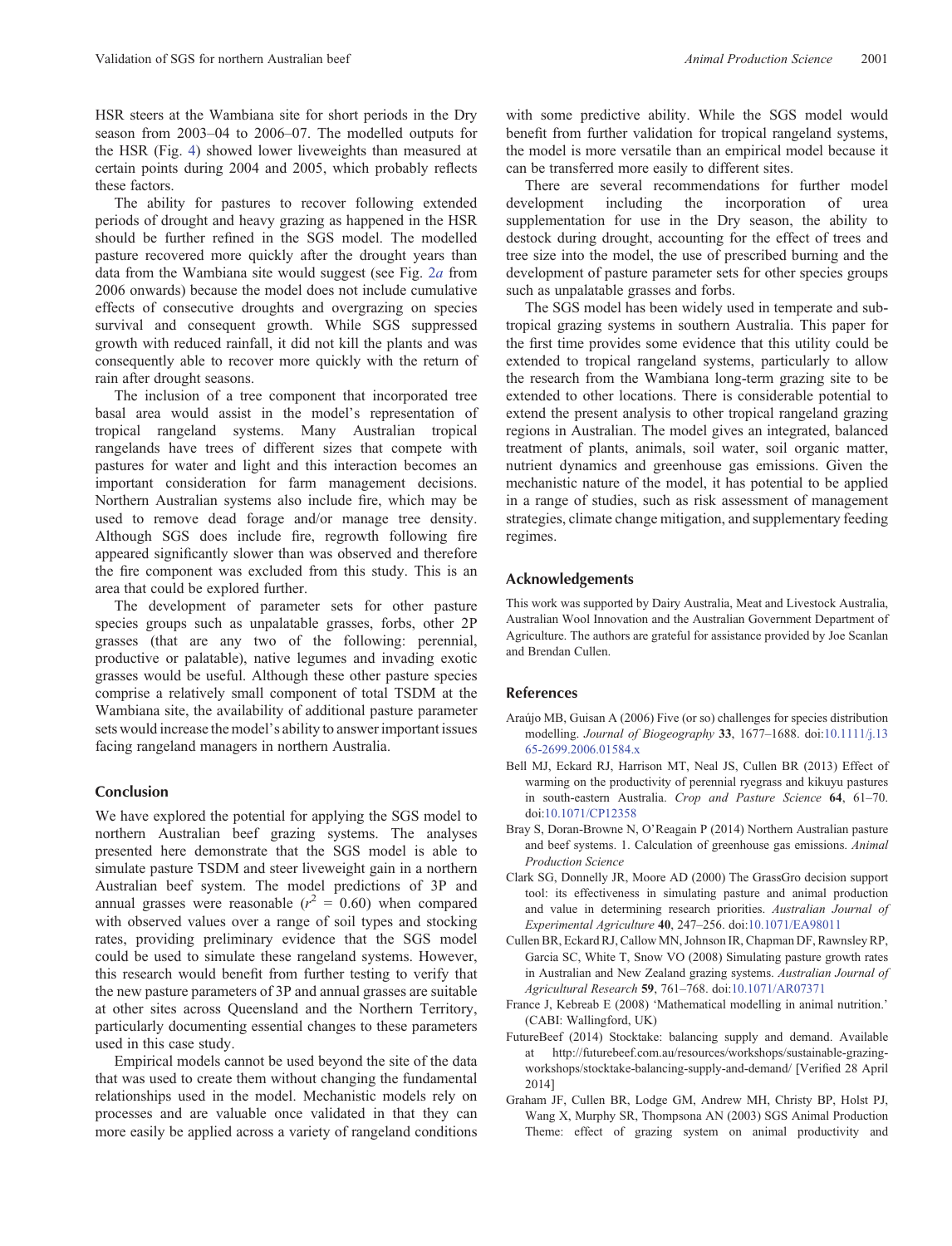HSR steers at the Wambiana site for short periods in the Dry season from 2003–04 to 2006–07. The modelled outputs for the HSR (Fig. 4) showed lower liveweights than measured at certain points during 2004 and 2005, which probably reflects these factors.

The ability for pastures to recover following extended periods of drought and heavy grazing as happened in the HSR should be further refined in the SGS model. The modelled pasture recovered more quickly after the drought years than data from the Wambiana site would suggest (see Fig. 2*a* from 2006 onwards) because the model does not include cumulative effects of consecutive droughts and overgrazing on species survival and consequent growth. While SGS suppressed growth with reduced rainfall, it did not kill the plants and was consequently able to recover more quickly with the return of rain after drought seasons.

The inclusion of a tree component that incorporated tree basal area would assist in the model's representation of tropical rangeland systems. Many Australian tropical rangelands have trees of different sizes that compete with pastures for water and light and this interaction becomes an important consideration for farm management decisions. Northern Australian systems also include fire, which may be used to remove dead forage and/or manage tree density. Although SGS does include fire, regrowth following fire appeared significantly slower than was observed and therefore the fire component was excluded from this study. This is an area that could be explored further.

The development of parameter sets for other pasture species groups such as unpalatable grasses, forbs, other 2P grasses (that are any two of the following: perennial, productive or palatable), native legumes and invading exotic grasses would be useful. Although these other pasture species comprise a relatively small component of total TSDM at the Wambiana site, the availability of additional pasture parameter sets would increase the model's ability to answer important issues facing rangeland managers in northern Australia.

## Conclusion

We have explored the potential for applying the SGS model to northern Australian beef grazing systems. The analyses presented here demonstrate that the SGS model is able to simulate pasture TSDM and steer liveweight gain in a northern Australian beef system. The model predictions of 3P and annual grasses were reasonable ($r^2$ = 0.60) when compared with observed values over a range of soil types and stocking rates, providing preliminary evidence that the SGS model could be used to simulate these rangeland systems. However, this research would benefit from further testing to verify that the new pasture parameters of 3P and annual grasses are suitable at other sites across Queensland and the Northern Territory, particularly documenting essential changes to these parameters used in this case study.

Empirical models cannot be used beyond the site of the data that was used to create them without changing the fundamental relationships used in the model. Mechanistic models rely on processes and are valuable once validated in that they can more easily be applied across a variety of rangeland conditions with some predictive ability. While the SGS model would benefit from further validation for tropical rangeland systems, the model is more versatile than an empirical model because it can be transferred more easily to different sites.

There are several recommendations for further model development including the incorporation of urea supplementation for use in the Dry season, the ability to destock during drought, accounting for the effect of trees and tree size into the model, the use of prescribed burning and the development of pasture parameter sets for other species groups such as unpalatable grasses and forbs.

The SGS model has been widely used in temperate and sub-tropical grazing systems in southern Australia. This paper for the first time provides some evidence that this utility could be extended to tropical rangeland systems, particularly to allow the research from the Wambiana long-term grazing site to be extended to other locations. There is considerable potential to extend the present analysis to other tropical rangeland grazing regions in Australian. The model gives an integrated, balanced treatment of plants, animals, soil water, soil organic matter, nutrient dynamics and greenhouse gas emissions. Given the mechanistic nature of the model, it has potential to be applied in a range of studies, such as risk assessment of management strategies, climate change mitigation, and supplementary feeding regimes.

## Acknowledgements

This work was supported by Dairy Australia, Meat and Livestock Australia, Australian Wool Innovation and the Australian Government Department of Agriculture. The authors are grateful for assistance provided by Joe Scanlan and Brendan Cullen.

## References

Araújo MB, Guisan A (2006) Five (or so) challenges for species distribution modelling. *Journal of Biogeography* **33**, 1677–1688. doi:10.1111/j.1365-2699.2006.01584.x

Bell MJ, Eckard RJ, Harrison MT, Neal JS, Cullen BR (2013) Effect of warming on the productivity of perennial ryegrass and kikuyu pastures in south-eastern Australia. *Crop and Pasture Science* **64**, 61–70. doi:10.1071/CP12358

Bray S, Doran-Browne N, O'Reagain P (2014) Northern Australian pasture and beef systems. 1. Calculation of greenhouse gas emissions. *Animal Production Science*

Clark SG, Donnelly JR, Moore AD (2000) The GrassGro decision support tool: its effectiveness in simulating pasture and animal production and value in determining research priorities. *Australian Journal of Experimental Agriculture* **40**, 247–256. doi:10.1071/EA98011

Cullen BR, Eckard RJ, Callow MN, Johnson IR, Chapman DF, Rawnsley RP, Garcia SC, White T, Snow VO (2008) Simulating pasture growth rates in Australian and New Zealand grazing systems. *Australian Journal of Agricultural Research* **59**, 761–768. doi:10.1071/AR07371

France J, Kebreab E (2008) 'Mathematical modelling in animal nutrition.' (CABI: Wallingford, UK)

FutureBeef (2014) Stocktake: balancing supply and demand. Available at http://futurebeef.com.au/resources/workshops/sustainable-grazing-workshops/stocktake-balancing-supply-and-demand/ [Verified 28 April 2014]

Graham JF, Cullen BR, Lodge GM, Andrew MH, Christy BP, Holst PJ, Wang X, Murphy SR, Thompsona AN (2003) SGS Animal Production Theme: effect of grazing system on animal productivity and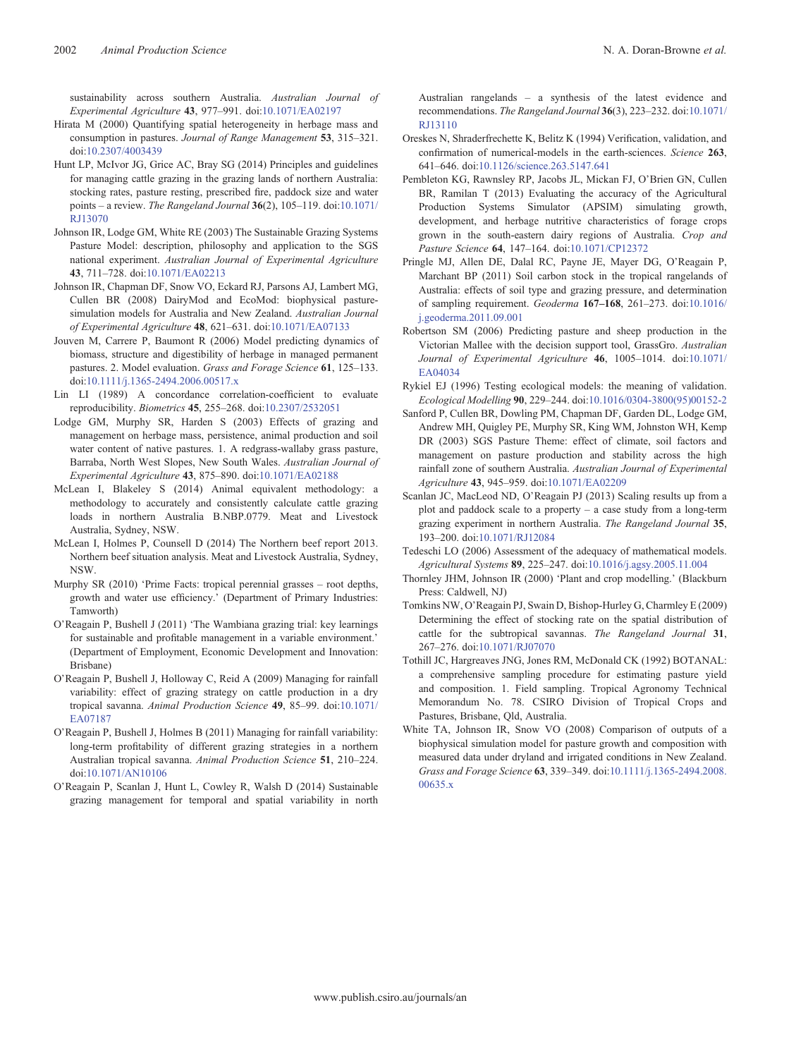sustainability across southern Australia. *Australian Journal of Experimental Agriculture* **43**, 977–991. doi:10.1071/EA02197

Hirata M (2000) Quantifying spatial heterogeneity in herbage mass and consumption in pastures. *Journal of Range Management* **53**, 315–321. doi:10.2307/4003439

Hunt LP, McIvor JG, Grice AC, Bray SG (2014) Principles and guidelines for managing cattle grazing in the grazing lands of northern Australia: stocking rates, pasture resting, prescribed fire, paddock size and water points – a review. *The Rangeland Journal* **36**(2), 105–119. doi:10.1071/RJ13070

Johnson IR, Lodge GM, White RE (2003) The Sustainable Grazing Systems Pasture Model: description, philosophy and application to the SGS national experiment. *Australian Journal of Experimental Agriculture* **43**, 711–728. doi:10.1071/EA02213

Johnson IR, Chapman DF, Snow VO, Eckard RJ, Parsons AJ, Lambert MG, Cullen BR (2008) DairyMod and EcoMod: biophysical pasture-simulation models for Australia and New Zealand. *Australian Journal of Experimental Agriculture* **48**, 621–631. doi:10.1071/EA07133

Jouven M, Carrere P, Baumont R (2006) Model predicting dynamics of biomass, structure and digestibility of herbage in managed permanent pastures. 2. Model evaluation. *Grass and Forage Science* **61**, 125–133. doi:10.1111/j.1365-2494.2006.00517.x

Lin LI (1989) A concordance correlation-coefficient to evaluate reproducibility. *Biometrics* **45**, 255–268. doi:10.2307/2532051

Lodge GM, Murphy SR, Harden S (2003) Effects of grazing and management on herbage mass, persistence, animal production and soil water content of native pastures. 1. A redgrass-wallaby grass pasture, Barraba, North West Slopes, New South Wales. *Australian Journal of Experimental Agriculture* **43**, 875–890. doi:10.1071/EA02188

McLean I, Blakeley S (2014) Animal equivalent methodology: a methodology to accurately and consistently calculate cattle grazing loads in northern Australia B.NBP.0779. Meat and Livestock Australia, Sydney, NSW.

McLean I, Holmes P, Counsell D (2014) The Northern beef report 2013. Northern beef situation analysis. Meat and Livestock Australia, Sydney, NSW.

Murphy SR (2010) 'Prime Facts: tropical perennial grasses – root depths, growth and water use efficiency.' (Department of Primary Industries: Tamworth)

O'Reagain P, Bushell J (2011) 'The Wambiana grazing trial: key learnings for sustainable and profitable management in a variable environment.' (Department of Employment, Economic Development and Innovation: Brisbane)

O'Reagain P, Bushell J, Holloway C, Reid A (2009) Managing for rainfall variability: effect of grazing strategy on cattle production in a dry tropical savanna. *Animal Production Science* **49**, 85–99. doi:10.1071/EA07187

O'Reagain P, Bushell J, Holmes B (2011) Managing for rainfall variability: long-term profitability of different grazing strategies in a northern Australian tropical savanna. *Animal Production Science* **51**, 210–224. doi:10.1071/AN10106

O'Reagain P, Scanlan J, Hunt L, Cowley R, Walsh D (2014) Sustainable grazing management for temporal and spatial variability in north Australian rangelands – a synthesis of the latest evidence and recommendations. *The Rangeland Journal* **36**(3), 223–232. doi:10.1071/RJ13110

Oreskes N, Shraderfrechette K, Belitz K (1994) Verification, validation, and confirmation of numerical-models in the earth-sciences. *Science* **263**, 641–646. doi:10.1126/science.263.5147.641

Pembleton KG, Rawnsley RP, Jacobs JL, Mickan FJ, O'Brien GN, Cullen BR, Ramilan T (2013) Evaluating the accuracy of the Agricultural Production Systems Simulator (APSIM) simulating growth, development, and herbage nutritive characteristics of forage crops grown in the south-eastern dairy regions of Australia. *Crop and Pasture Science* **64**, 147–164. doi:10.1071/CP12372

Pringle MJ, Allen DE, Dalal RC, Payne JE, Mayer DG, O'Reagain P, Marchant BP (2011) Soil carbon stock in the tropical rangelands of Australia: effects of soil type and grazing pressure, and determination of sampling requirement. *Geoderma* **167–168**, 261–273. doi:10.1016/j.geoderma.2011.09.001

Robertson SM (2006) Predicting pasture and sheep production in the Victorian Mallee with the decision support tool, GrassGro. *Australian Journal of Experimental Agriculture* **46**, 1005–1014. doi:10.1071/EA04034

Rykiel EJ (1996) Testing ecological models: the meaning of validation. *Ecological Modelling* **90**, 229–244. doi:10.1016/0304-3800(95)00152-2

Sanford P, Cullen BR, Dowling PM, Chapman DF, Garden DL, Lodge GM, Andrew MH, Quigley PE, Murphy SR, King WM, Johnston WH, Kemp DR (2003) SGS Pasture Theme: effect of climate, soil factors and management on pasture production and stability across the high rainfall zone of southern Australia. *Australian Journal of Experimental Agriculture* **43**, 945–959. doi:10.1071/EA02209

Scanlan JC, MacLeod ND, O'Reagain PJ (2013) Scaling results up from a plot and paddock scale to a property – a case study from a long-term grazing experiment in northern Australia. *The Rangeland Journal* **35**, 193–200. doi:10.1071/RJ12084

Tedeschi LO (2006) Assessment of the adequacy of mathematical models. *Agricultural Systems* **89**, 225–247. doi:10.1016/j.agsy.2005.11.004

Thornley JHM, Johnson IR (2000) 'Plant and crop modelling.' (Blackburn Press: Caldwell, NJ)

Tomkins NW, O'Reagain PJ, Swain D, Bishop-Hurley G, Charmley E (2009) Determining the effect of stocking rate on the spatial distribution of cattle for the subtropical savannas. *The Rangeland Journal* **31**, 267–276. doi:10.1071/RJ07070

Tothill JC, Hargreaves JNG, Jones RM, McDonald CK (1992) BOTANAL: a comprehensive sampling procedure for estimating pasture yield and composition. 1. Field sampling. Tropical Agronomy Technical Memorandum No. 78. CSIRO Division of Tropical Crops and Pastures, Brisbane, Qld, Australia.

White TA, Johnson IR, Snow VO (2008) Comparison of outputs of a biophysical simulation model for pasture growth and composition with measured data under dryland and irrigated conditions in New Zealand. *Grass and Forage Science* **63**, 339–349. doi:10.1111/j.1365-2494.2008.00635.x